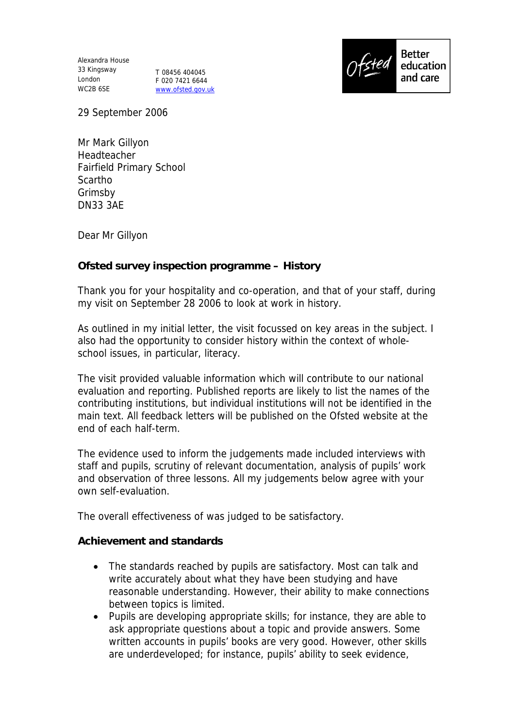Alexandra House
33 Kingsway
London
WC2B 6SE

T 08456 404045
F 020 7421 6644
www.ofsted.gov.uk

Ofsted Better education and care

29 September 2006

Mr Mark Gillyon
Headteacher
Fairfield Primary School
Scartho
Grimsby
DN33 3AE

Dear Mr Gillyon

**Ofsted survey inspection programme – History**

Thank you for your hospitality and co-operation, and that of your staff, during my visit on September 28 2006 to look at work in history.

As outlined in my initial letter, the visit focussed on key areas in the subject. I also had the opportunity to consider history within the context of whole-school issues, in particular, literacy.

The visit provided valuable information which will contribute to our national evaluation and reporting. Published reports are likely to list the names of the contributing institutions, but individual institutions will not be identified in the main text. All feedback letters will be published on the Ofsted website at the end of each half-term.

The evidence used to inform the judgements made included interviews with staff and pupils, scrutiny of relevant documentation, analysis of pupils' work and observation of three lessons. All my judgements below agree with your own self-evaluation.

The overall effectiveness of was judged to be satisfactory.

**Achievement and standards**

- The standards reached by pupils are satisfactory. Most can talk and write accurately about what they have been studying and have reasonable understanding. However, their ability to make connections between topics is limited.
- Pupils are developing appropriate skills; for instance, they are able to ask appropriate questions about a topic and provide answers. Some written accounts in pupils' books are very good. However, other skills are underdeveloped; for instance, pupils' ability to seek evidence,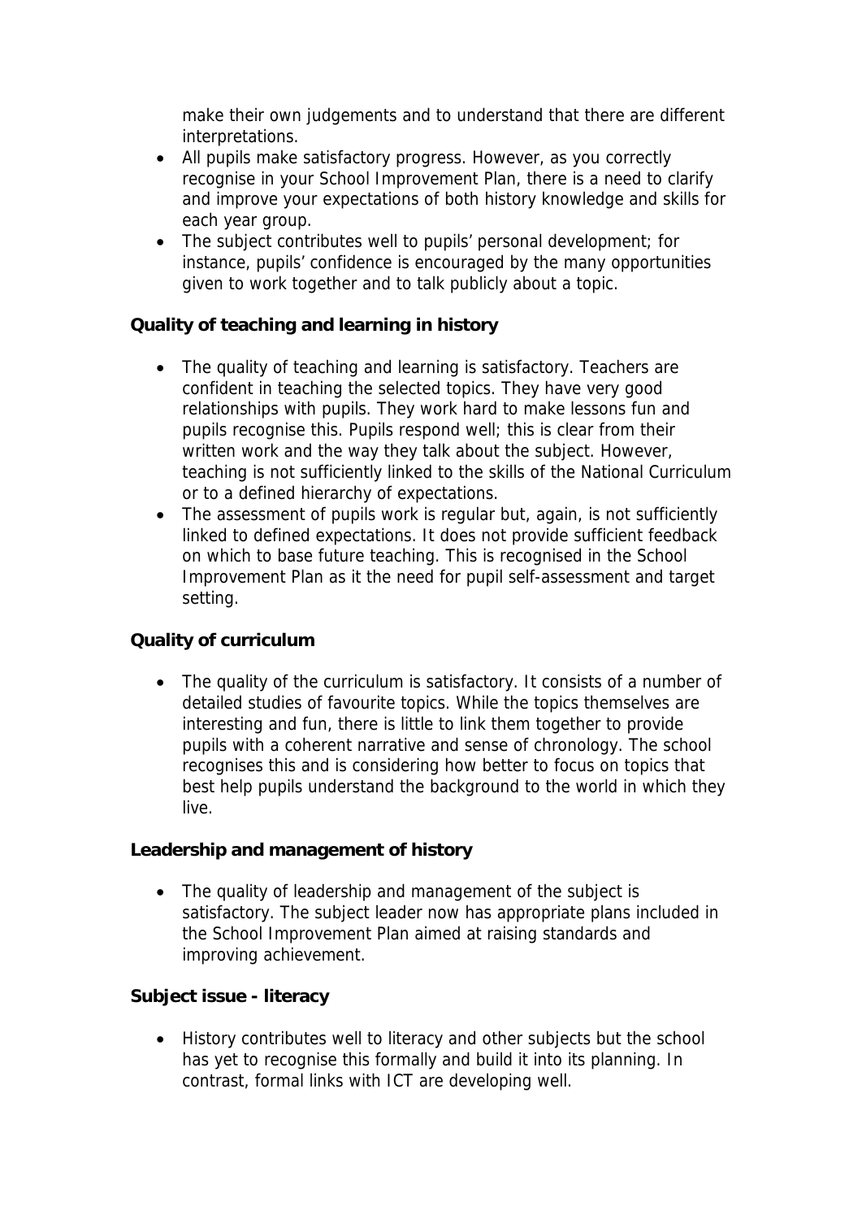make their own judgements and to understand that there are different interpretations.

- All pupils make satisfactory progress. However, as you correctly recognise in your School Improvement Plan, there is a need to clarify and improve your expectations of both history knowledge and skills for each year group.
- The subject contributes well to pupils' personal development; for instance, pupils' confidence is encouraged by the many opportunities given to work together and to talk publicly about a topic.

**Quality of teaching and learning in history**

- The quality of teaching and learning is satisfactory. Teachers are confident in teaching the selected topics. They have very good relationships with pupils. They work hard to make lessons fun and pupils recognise this. Pupils respond well; this is clear from their written work and the way they talk about the subject. However, teaching is not sufficiently linked to the skills of the National Curriculum or to a defined hierarchy of expectations.
- The assessment of pupils work is regular but, again, is not sufficiently linked to defined expectations. It does not provide sufficient feedback on which to base future teaching. This is recognised in the School Improvement Plan as it the need for pupil self-assessment and target setting.

**Quality of curriculum**

- The quality of the curriculum is satisfactory. It consists of a number of detailed studies of favourite topics. While the topics themselves are interesting and fun, there is little to link them together to provide pupils with a coherent narrative and sense of chronology. The school recognises this and is considering how better to focus on topics that best help pupils understand the background to the world in which they live.

**Leadership and management of history**

- The quality of leadership and management of the subject is satisfactory. The subject leader now has appropriate plans included in the School Improvement Plan aimed at raising standards and improving achievement.

**Subject issue - literacy**

- History contributes well to literacy and other subjects but the school has yet to recognise this formally and build it into its planning. In contrast, formal links with ICT are developing well.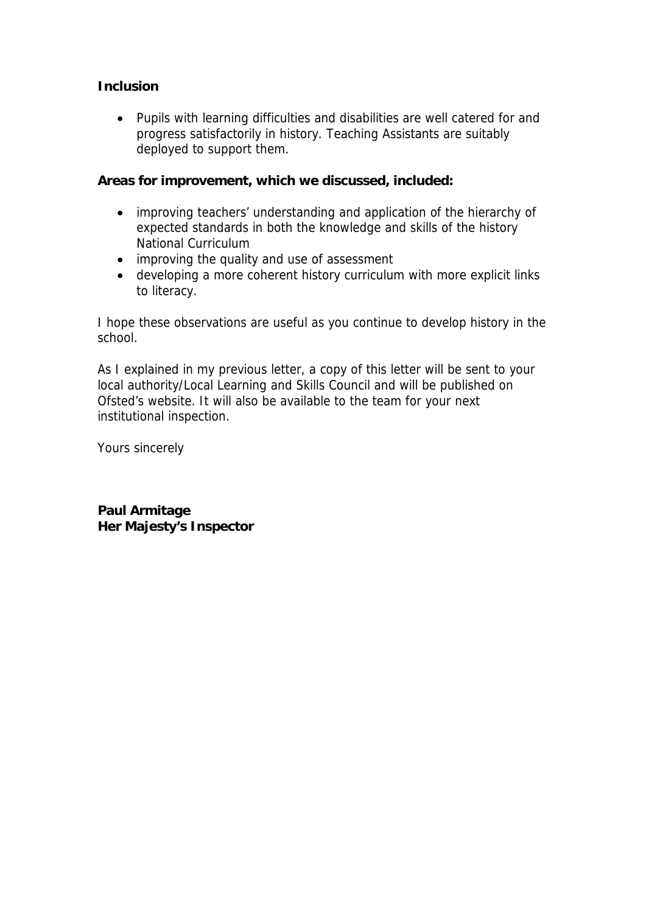**Inclusion**

- Pupils with learning difficulties and disabilities are well catered for and progress satisfactorily in history. Teaching Assistants are suitably deployed to support them.

**Areas for improvement, which we discussed, included:**

- improving teachers' understanding and application of the hierarchy of expected standards in both the knowledge and skills of the history National Curriculum
- improving the quality and use of assessment
- developing a more coherent history curriculum with more explicit links to literacy.

I hope these observations are useful as you continue to develop history in the school.

As I explained in my previous letter, a copy of this letter will be sent to your local authority/Local Learning and Skills Council and will be published on Ofsted's website. It will also be available to the team for your next institutional inspection.

Yours sincerely

**Paul Armitage**
**Her Majesty's Inspector**